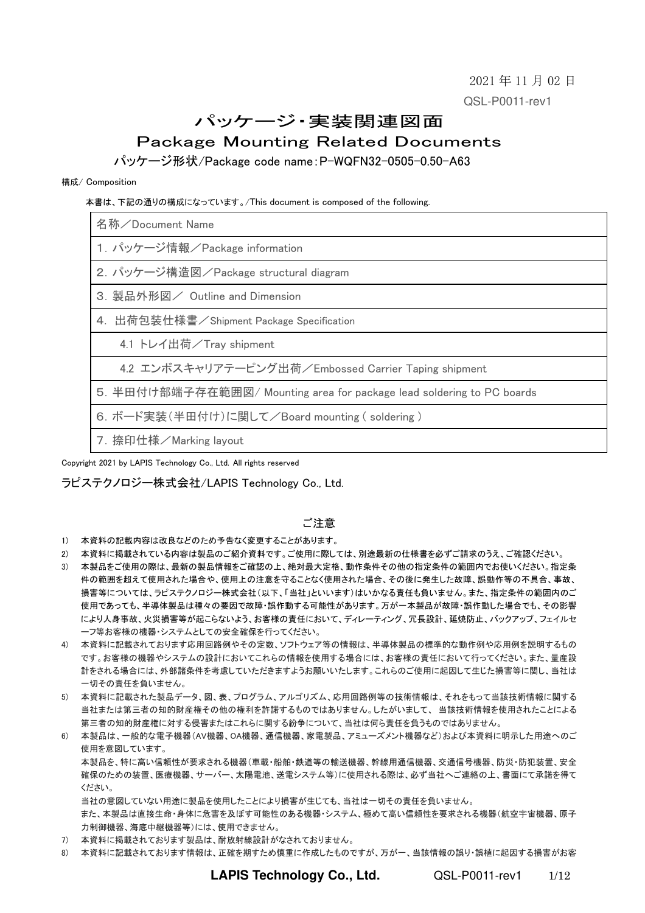2021 年 11 月 02 日

QSL-P0011-rev1

# パッケージ・実装関連図面

# Package Mounting Related Documents

## パッケージ形状/Package code name：P-WQFN32-0505-0.50-A63

構成/ Composition

本書は、下記の通りの構成になっています。/This document is composed of the following.

| 名称／Document Name |
| --- |
| 1. パッケージ情報／Package information |
| 2. パッケージ構造図／Package structural diagram |
| 3. 製品外形図／ Outline and Dimension |
| 4. 出荷包装仕様書／Shipment Package Specification |
| 4.1 トレイ出荷／Tray shipment |
| 4.2 エンボスキャリアテーピング出荷／Embossed Carrier Taping shipment |
| 5. 半田付け部端子存在範囲図/ Mounting area for package lead soldering to PC boards |
| 6. ボード実装(半田付け)に関して／Board mounting ( soldering ) |
| 7. 捺印仕様／Marking layout |

Copyright 2021 by LAPIS Technology Co., Ltd. All rights reserved

ラピステクノロジー株式会社/LAPIS Technology Co., Ltd.

## ご注意

1) 本資料の記載内容は改良などのため予告なく変更することがあります。
2) 本資料に掲載されている内容は製品のご紹介資料です。ご使用に際しては、別途最新の仕様書を必ずご請求のうえ、ご確認ください。
3) 本製品をご使用の際は、最新の製品情報をご確認の上、絶対最大定格、動作条件その他の指定条件の範囲内でお使いください。指定条件の範囲を超えて使用された場合や、使用上の注意を守ることなく使用された場合、その後に発生した故障、誤動作等の不具合、事故、損害等については、ラピステクノロジー株式会社(以下、「当社」といいます)はいかなる責任も負いません。また、指定条件の範囲内のご使用であっても、半導体製品は種々の要因で故障・誤作動する可能性があります。万が一本製品が故障・誤作動した場合でも、その影響により人身事故、火災損害等が起こらないよう、お客様の責任において、ディレーティング、冗長設計、延焼防止、バックアップ、フェイルセーフ等お客様の機器・システムとしての安全確保を行ってください。
4) 本資料に記載されております応用回路例やその定数、ソフトウェア等の情報は、半導体製品の標準的な動作例や応用例を説明するものです。お客様の機器やシステムの設計においてこれらの情報を使用する場合には、お客様の責任において行ってください。また、量産設計をされる場合には、外部諸条件を考慮していただきますようお願いいたします。これらのご使用に起因して生じた損害等に関し、当社は一切その責任を負いません。
5) 本資料に記載された製品データ、図、表、プログラム、アルゴリズム、応用回路例等の技術情報は、それをもって当該技術情報に関する当社または第三者の知的財産権その他の権利を許諾するものではありません。したがいまして、 当該技術情報を使用されたことによる第三者の知的財産権に対する侵害またはこれらに関する紛争について、当社は何ら責任を負うものではありません。
6) 本製品は、一般的な電子機器(AV機器、OA機器、通信機器、家電製品、アミューズメント機器など)および本資料に明示した用途へのご使用を意図しています。
   本製品を、特に高い信頼性が要求される機器(車載・船舶・鉄道等の輸送機器、幹線用通信機器、交通信号機器、防災・防犯装置、安全確保のための装置、医療機器、サーバー、太陽電池、送電システム等)に使用される際は、必ず当社へご連絡の上、書面にて承諾を得てください。
   当社の意図していない用途に製品を使用したことにより損害が生じても、当社は一切その責任を負いません。
   また、本製品は直接生命・身体に危害を及ぼす可能性のある機器・システム、極めて高い信頼性を要求される機器(航空宇宙機器、原子力制御機器、海底中継機器等)には、使用できません。
7) 本資料に掲載されております製品は、耐放射線設計がなされておりません。
8) 本資料に記載されております情報は、正確を期すため慎重に作成したものですが、万が一、当該情報の誤り・誤植に起因する損害がお客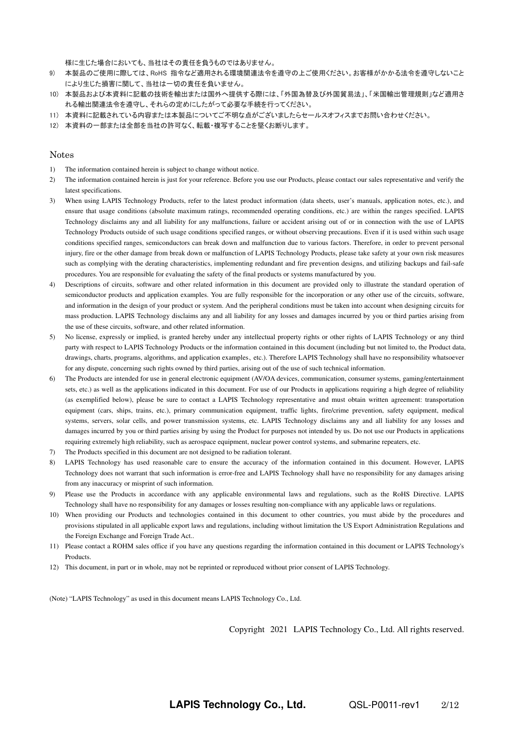様に生じた場合においても、当社はその責任を負うものではありません。

9) 本製品のご使用に際しては、RoHS 指令など適用される環境関連法令を遵守の上ご使用ください。お客様がかかる法令を遵守しないことにより生じた損害に関して、当社は一切の責任を負いません。
10) 本製品および本資料に記載の技術を輸出または国外へ提供する際には、「外国為替及び外国貿易法」、「米国輸出管理規則」など適用される輸出関連法令を遵守し、それらの定めにしたがって必要な手続を行ってください。
11) 本資料に記載されている内容または本製品についてご不明な点がございましたらセールスオフィスまでお問い合わせください。
12) 本資料の一部または全部を当社の許可なく、転載・複写することを堅くお断りします。

## Notes

1) The information contained herein is subject to change without notice.
2) The information contained herein is just for your reference. Before you use our Products, please contact our sales representative and verify the latest specifications.
3) When using LAPIS Technology Products, refer to the latest product information (data sheets, user's manuals, application notes, etc.), and ensure that usage conditions (absolute maximum ratings, recommended operating conditions, etc.) are within the ranges specified. LAPIS Technology disclaims any and all liability for any malfunctions, failure or accident arising out of or in connection with the use of LAPIS Technology Products outside of such usage conditions specified ranges, or without observing precautions. Even if it is used within such usage conditions specified ranges, semiconductors can break down and malfunction due to various factors. Therefore, in order to prevent personal injury, fire or the other damage from break down or malfunction of LAPIS Technology Products, please take safety at your own risk measures such as complying with the derating characteristics, implementing redundant and fire prevention designs, and utilizing backups and fail-safe procedures. You are responsible for evaluating the safety of the final products or systems manufactured by you.
4) Descriptions of circuits, software and other related information in this document are provided only to illustrate the standard operation of semiconductor products and application examples. You are fully responsible for the incorporation or any other use of the circuits, software, and information in the design of your product or system. And the peripheral conditions must be taken into account when designing circuits for mass production. LAPIS Technology disclaims any and all liability for any losses and damages incurred by you or third parties arising from the use of these circuits, software, and other related information.
5) No license, expressly or implied, is granted hereby under any intellectual property rights or other rights of LAPIS Technology or any third party with respect to LAPIS Technology Products or the information contained in this document (including but not limited to, the Product data, drawings, charts, programs, algorithms, and application examples、etc.). Therefore LAPIS Technology shall have no responsibility whatsoever for any dispute, concerning such rights owned by third parties, arising out of the use of such technical information.
6) The Products are intended for use in general electronic equipment (AV/OA devices, communication, consumer systems, gaming/entertainment sets, etc.) as well as the applications indicated in this document. For use of our Products in applications requiring a high degree of reliability (as exemplified below), please be sure to contact a LAPIS Technology representative and must obtain written agreement: transportation equipment (cars, ships, trains, etc.), primary communication equipment, traffic lights, fire/crime prevention, safety equipment, medical systems, servers, solar cells, and power transmission systems, etc. LAPIS Technology disclaims any and all liability for any losses and damages incurred by you or third parties arising by using the Product for purposes not intended by us. Do not use our Products in applications requiring extremely high reliability, such as aerospace equipment, nuclear power control systems, and submarine repeaters, etc.
7) The Products specified in this document are not designed to be radiation tolerant.
8) LAPIS Technology has used reasonable care to ensure the accuracy of the information contained in this document. However, LAPIS Technology does not warrant that such information is error-free and LAPIS Technology shall have no responsibility for any damages arising from any inaccuracy or misprint of such information.
9) Please use the Products in accordance with any applicable environmental laws and regulations, such as the RoHS Directive. LAPIS Technology shall have no responsibility for any damages or losses resulting non-compliance with any applicable laws or regulations.
10) When providing our Products and technologies contained in this document to other countries, you must abide by the procedures and provisions stipulated in all applicable export laws and regulations, including without limitation the US Export Administration Regulations and the Foreign Exchange and Foreign Trade Act..
11) Please contact a ROHM sales office if you have any questions regarding the information contained in this document or LAPIS Technology's Products.
12) This document, in part or in whole, may not be reprinted or reproduced without prior consent of LAPIS Technology.

(Note) "LAPIS Technology" as used in this document means LAPIS Technology Co., Ltd.

Copyright 2021 LAPIS Technology Co., Ltd. All rights reserved.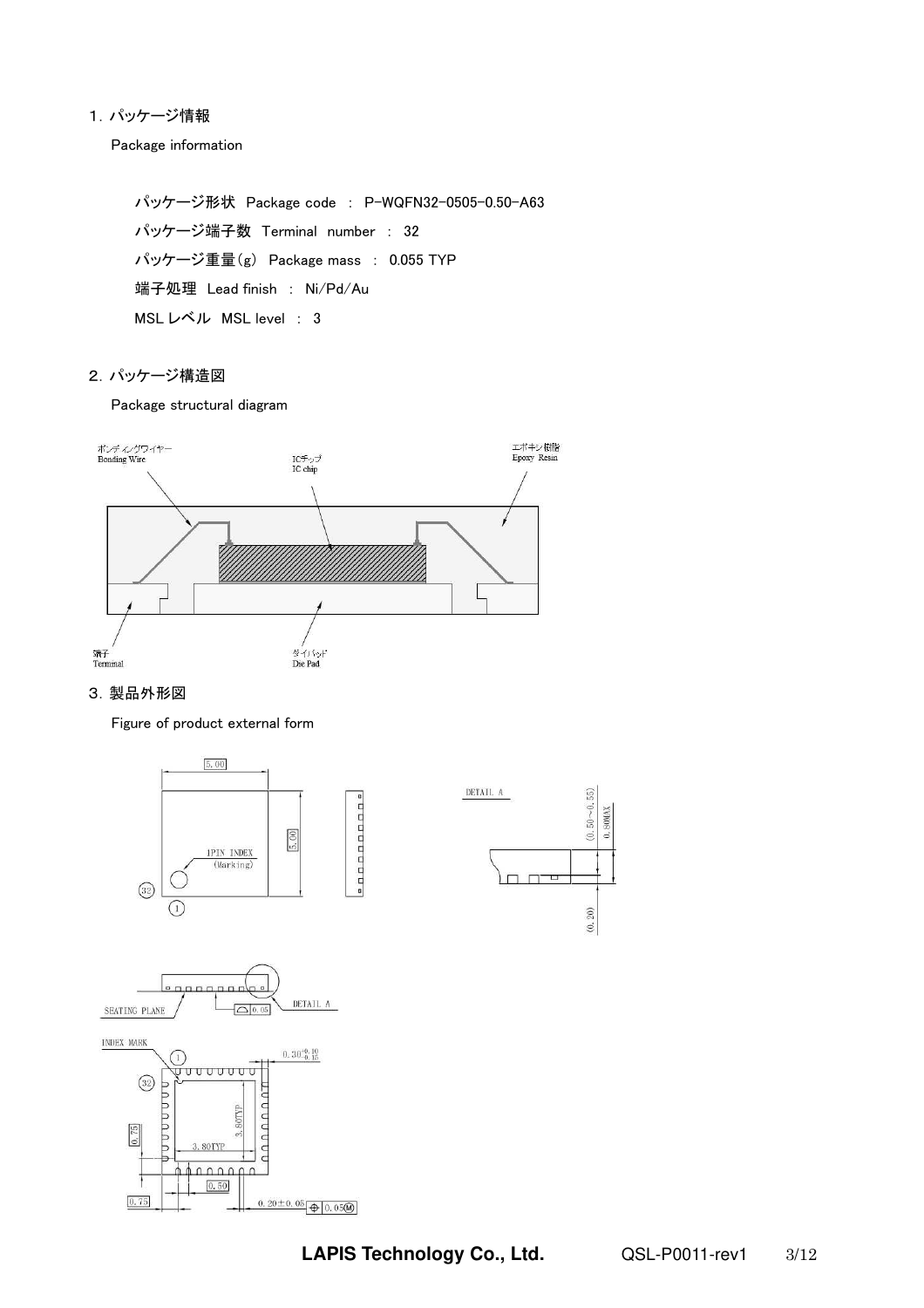## 1. パッケージ情報

Package information

パッケージ形状　Package code　:　P-WQFN32-0505-0.50-A63

パッケージ端子数　Terminal　number　:　32

パッケージ重量(g)　Package mass　:　0.055 TYP

端子処理　Lead finish　:　Ni/Pd/Au

MSL レベル　MSL level　:　3

## 2. パッケージ構造図

Package structural diagram

ボンディングワイヤー
Bonding Wire

ICチップ
IC chip

エポキシ樹脂
Epoxy Resin

端子
Terminal

ダイパッド
Die Pad

## 3. 製品外形図

Figure of product external form

5.00

5.00

1PIN INDEX
(Marking)

32

1

DETAIL A

(0.50～0.55)

0.60MAX

(0.20)

SEATING PLANE

0.05

DETAIL A

INDEX MARK

1

32

$0.30^{+0.10}_{-0.15}$

3.80TYP

3.80TYP

0.75

0.50

0.75

0.20±0.05　⊕ 0.05Ⓜ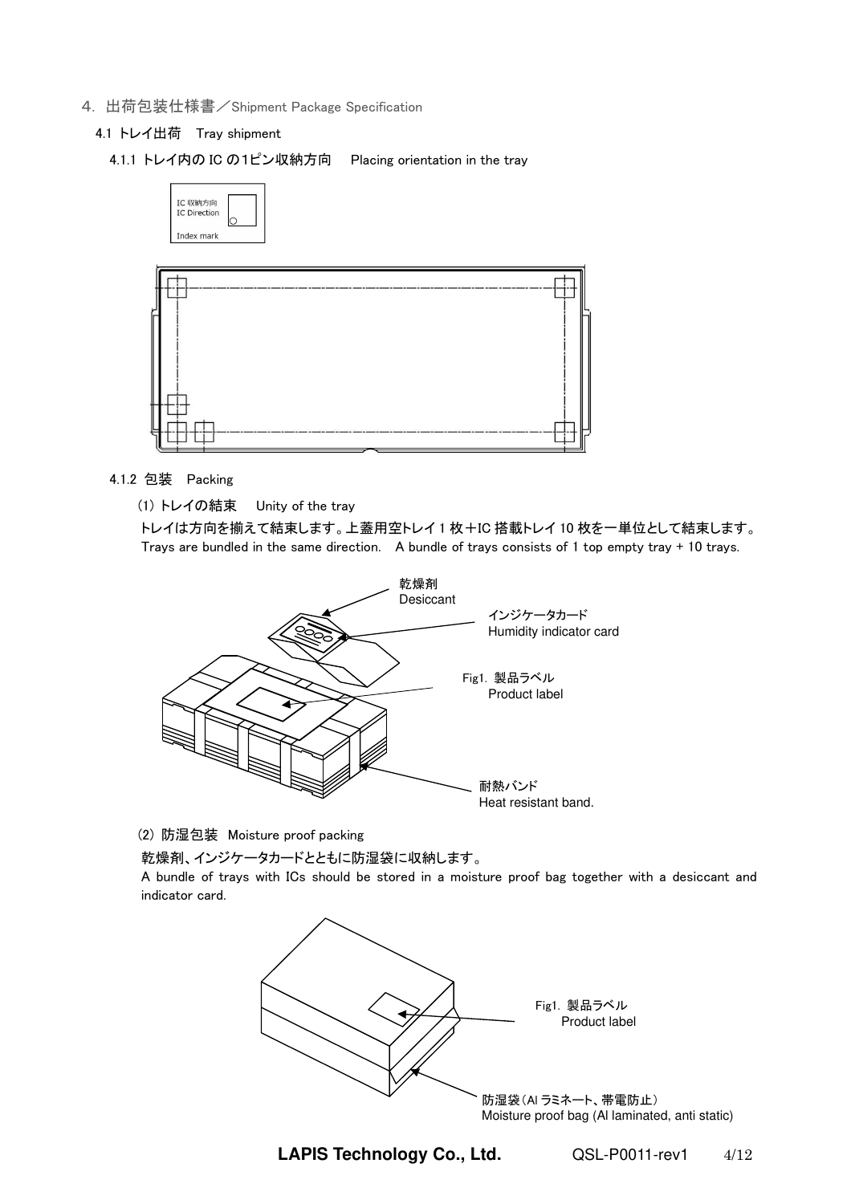## 4. 出荷包装仕様書／Shipment Package Specification

### 4.1 トレイ出荷　Tray shipment

#### 4.1.1 トレイ内の IC の1ピン収納方向　 Placing orientation in the tray

IC 収納方向
IC Direction

Index mark

#### 4.1.2 包装　Packing

(1) トレイの結束　 Unity of the tray

トレイは方向を揃えて結束します。上蓋用空トレイ 1 枚＋IC 搭載トレイ 10 枚を一単位として結束します。
Trays are bundled in the same direction.　A bundle of trays consists of 1 top empty tray + 10 trays.

乾燥剤
Desiccant

インジケータカード
Humidity indicator card

Fig1. 製品ラベル
Product label

耐熱バンド
Heat resistant band.

(2) 防湿包装　Moisture proof packing

乾燥剤、インジケータカードとともに防湿袋に収納します。
A bundle of trays with ICs should be stored in a moisture proof bag together with a desiccant and indicator card.

Fig1. 製品ラベル
Product label

防湿袋（Al ラミネート、帯電防止）
Moisture proof bag (Al laminated, anti static)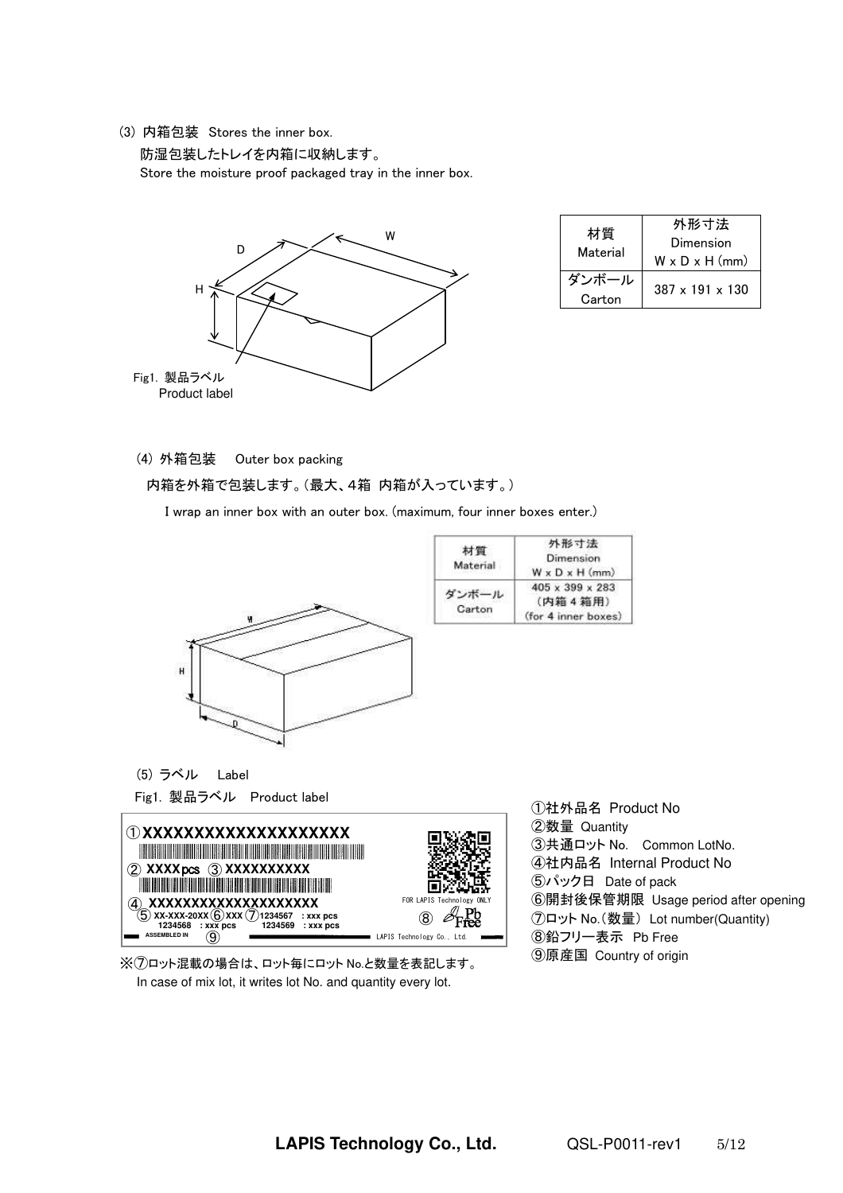(3) 内箱包装　Stores the inner box.

防湿包装したトレイを内箱に収納します。

Store the moisture proof packaged tray in the inner box.

| 材質 Material | 外形寸法 Dimension W x D x H (mm) |
|---|---|
| ダンボール Carton | 387 x 191 x 130 |

Fig1. 製品ラベル
Product label

(4) 外箱包装　Outer box packing

内箱を外箱で包装します。(最大、4箱 内箱が入っています。)

I wrap an inner box with an outer box. (maximum, four inner boxes enter.)

| 材質 Material | 外形寸法 Dimension W x D x H (mm) |
|---|---|
| ダンボール Carton | 405 x 399 x 283 (内箱 4 箱用) (for 4 inner boxes) |

(5) ラベル　Label

Fig1. 製品ラベル　Product label

①社外品名 Product No
②数量 Quantity
③共通ロット No.　Common LotNo.
④社内品名 Internal Product No
⑤パック日 Date of pack
⑥開封後保管期限 Usage period after opening
⑦ロット No.(数量) Lot number(Quantity)
⑧鉛フリー表示 Pb Free
⑨原産国 Country of origin

※⑦ロット混載の場合は、ロット毎にロット No.と数量を表記します。
In case of mix lot, it writes lot No. and quantity every lot.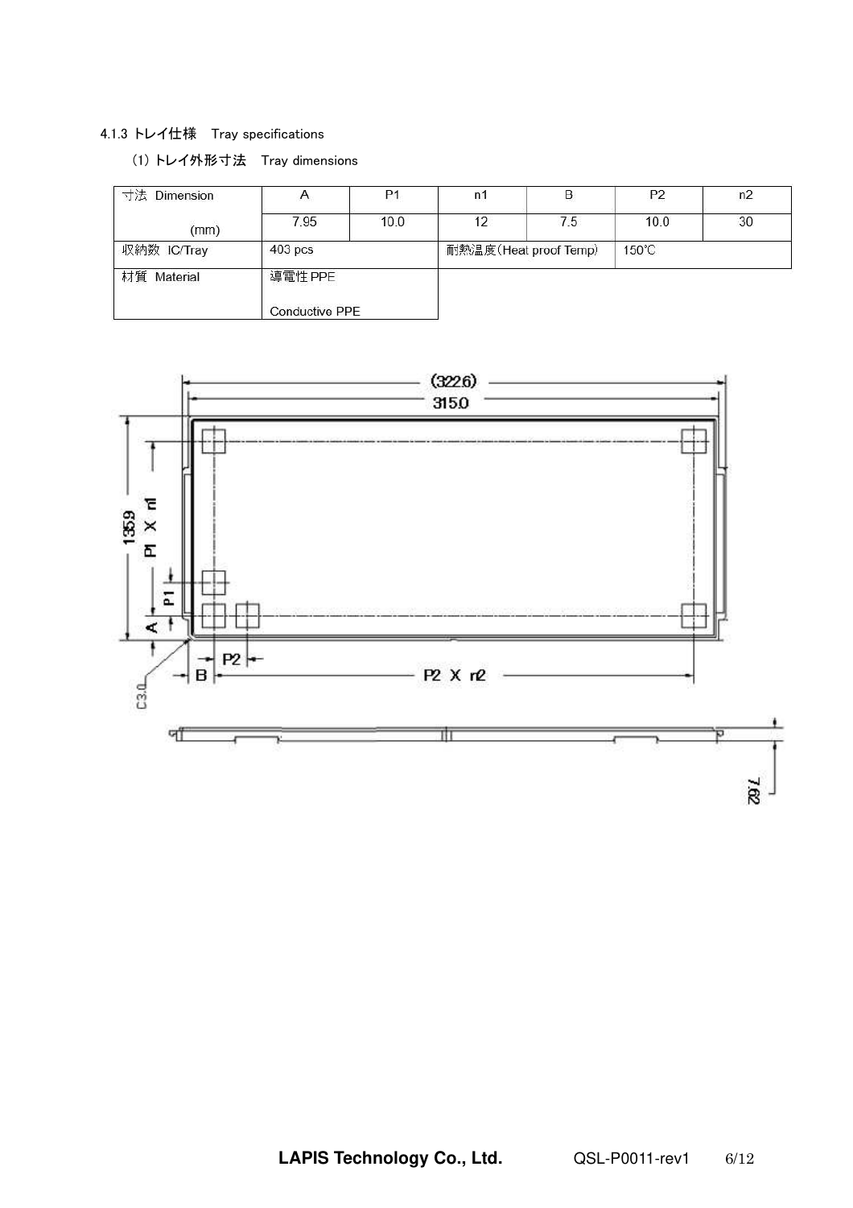4.1.3 トレイ仕様　Tray specifications

(1) トレイ外形寸法　Tray dimensions

| 寸法 Dimension (mm) | A | P1 | n1 | B | P2 | n2 |
|---|---|---|---|---|---|---|
| | 7.95 | 10.0 | 12 | 7.5 | 10.0 | 30 |
| 収納数 IC/Tray | 403 pcs | | 耐熱温度(Heat proof Temp) | | 150℃ | |
| 材質 Material | 導電性 PPE<br>Conductive PPE | | | | | |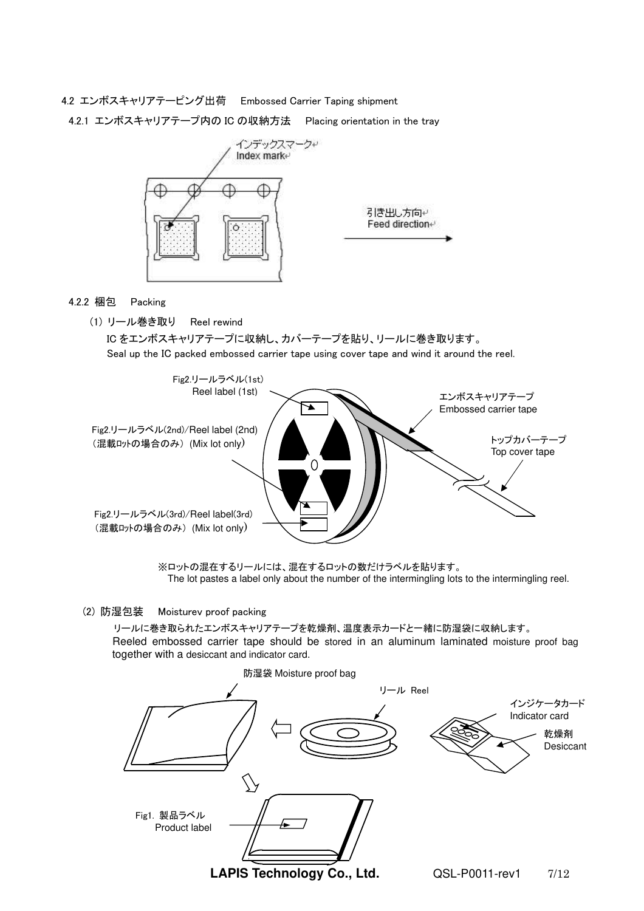## 4.2 エンボスキャリアテーピング出荷　Embossed Carrier Taping shipment

### 4.2.1 エンボスキャリアテープ内の IC の収納方法　Placing orientation in the tray

インデックスマーク
Index mark

引き出し方向
Feed direction

### 4.2.2 梱包　Packing

(1) リール巻き取り　Reel rewind

IC をエンボスキャリアテープに収納し、カバーテープを貼り、リールに巻き取ります。
Seal up the IC packed embossed carrier tape using cover tape and wind it around the reel.

Fig2.リールラベル(1st)
Reel label (1st)

Fig2.リールラベル(2nd)/Reel label (2nd)
（混載ﾛｯﾄの場合のみ）(Mix lot only)

Fig2.リールラベル(3rd)/Reel label(3rd)
（混載ﾛｯﾄの場合のみ）(Mix lot only)

エンボスキャリアテープ
Embossed carrier tape

トップカバーテープ
Top cover tape

※ロットの混在するリールには、混在するロットの数だけラベルを貼ります。
The lot pastes a label only about the number of the intermingling lots to the intermingling reel.

(2) 防湿包装　Moisturev proof packing

リールに巻き取られたエンボスキャリアテープを乾燥剤、温度表示カードと一緒に防湿袋に収納します。
Reeled embossed carrier tape should be stored in an aluminum laminated moisture proof bag together with a desiccant and indicator card.

防湿袋 Moisture proof bag

リール Reel

インジケータカード
Indicator card

乾燥剤
Desiccant

Fig1. 製品ラベル
Product label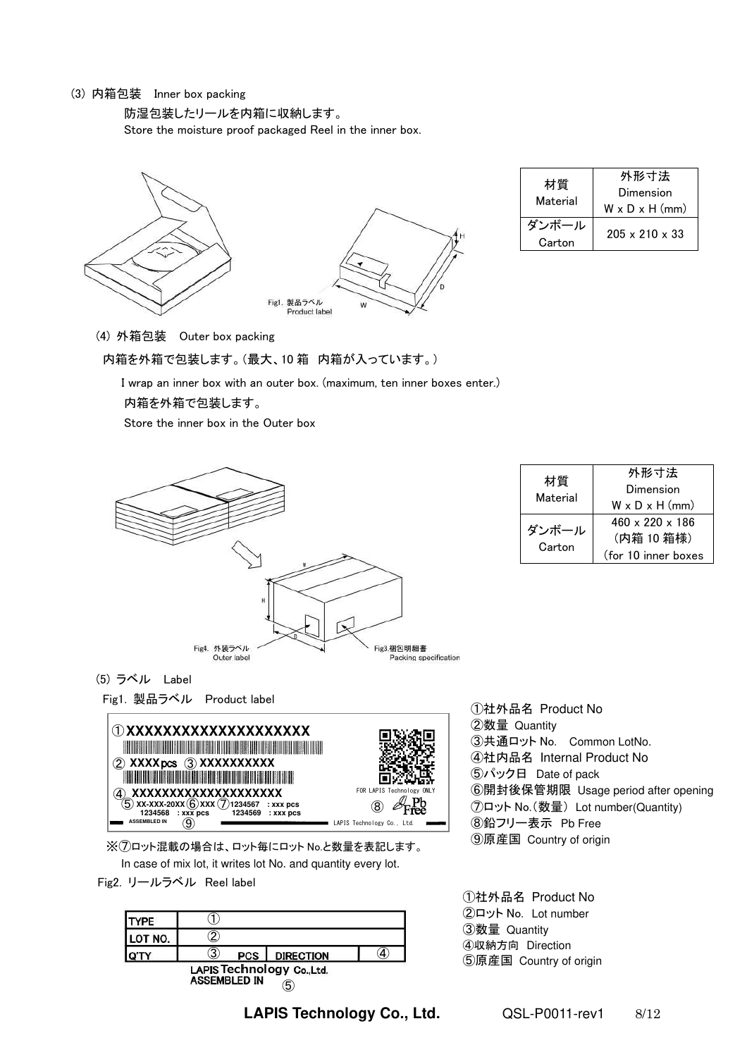(3) 内箱包装　Inner box packing

防湿包装したリールを内箱に収納します。
Store the moisture proof packaged Reel in the inner box.

| 材質 Material | 外形寸法 Dimension W x D x H (mm) |
| --- | --- |
| ダンボール Carton | 205 x 210 x 33 |

Fig1. 製品ラベル Product label

(4) 外箱包装　Outer box packing

内箱を外箱で包装します。(最大、10 箱　内箱が入っています。)

I wrap an inner box with an outer box. (maximum, ten inner boxes enter.)

内箱を外箱で包装します。

Store the inner box in the Outer box

| 材質 Material | 外形寸法 Dimension W x D x H (mm) |
| --- | --- |
| ダンボール Carton | 460 x 220 x 186 (内箱 10 箱様) (for 10 inner boxes |

Fig4. 外装ラベル Outer label

Fig3.梱包明細書 Packing specification

(5) ラベル　Label

Fig1. 製品ラベル　Product label

①社外品名 Product No
②数量 Quantity
③共通ロット No.　Common LotNo.
④社内品名 Internal Product No
⑤パック日 Date of pack
⑥開封後保管期限 Usage period after opening
⑦ロット No.(数量) Lot number(Quantity)
⑧鉛フリー表示 Pb Free
⑨原産国 Country of origin

※⑦ロット混載の場合は、ロット毎にロット No.と数量を表記します。
In case of mix lot, it writes lot No. and quantity every lot.

Fig2. リールラベル　Reel label

| TYPE | ① | | |
| --- | --- | --- | --- |
| LOT NO. | ② | | |
| Q'TY | ③ PCS | DIRECTION | ④ |

LAPIS Technology Co.,Ltd.
ASSEMBLED IN ⑤

①社外品名 Product No
②ロット No. Lot number
③数量 Quantity
④収納方向 Direction
⑤原産国 Country of origin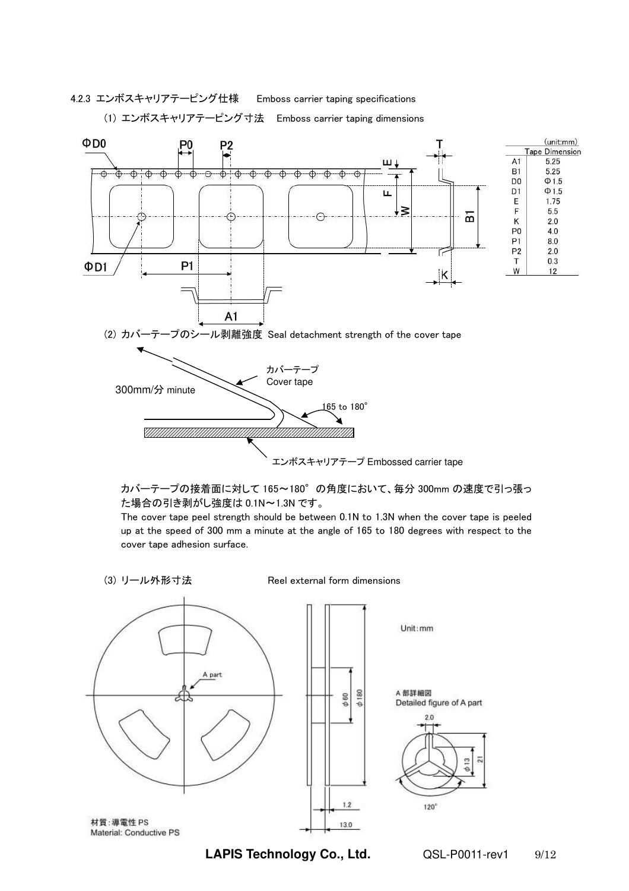4.2.3 エンボスキャリアテーピング仕様　　Emboss carrier taping specifications

(1) エンボスキャリアテーピング寸法　Emboss carrier taping dimensions

(unit:mm)

| | Tape Dimension |
|---|---|
| A1 | 5.25 |
| B1 | 5.25 |
| D0 | Φ1.5 |
| D1 | Φ1.5 |
| E | 1.75 |
| F | 5.5 |
| K | 2.0 |
| P0 | 4.0 |
| P1 | 8.0 |
| P2 | 2.0 |
| T | 0.3 |
| W | 12 |

(2) カバーテープのシール剥離強度 Seal detachment strength of the cover tape

300mm/分 minute

カバーテープ
Cover tape

165 to 180°

エンボスキャリアテープ Embossed carrier tape

カバーテープの接着面に対して 165～180°の角度において、毎分 300mm の速度で引っ張った場合の引き剥がし強度は 0.1N～1.3N です。

The cover tape peel strength should be between 0.1N to 1.3N when the cover tape is peeled up at the speed of 300 mm a minute at the angle of 165 to 180 degrees with respect to the cover tape adhesion surface.

(3) リール外形寸法　　　　　Reel external form dimensions

Unit: mm

A 部詳細図
Detailed figure of A part

材質：導電性 PS
Material: Conductive PS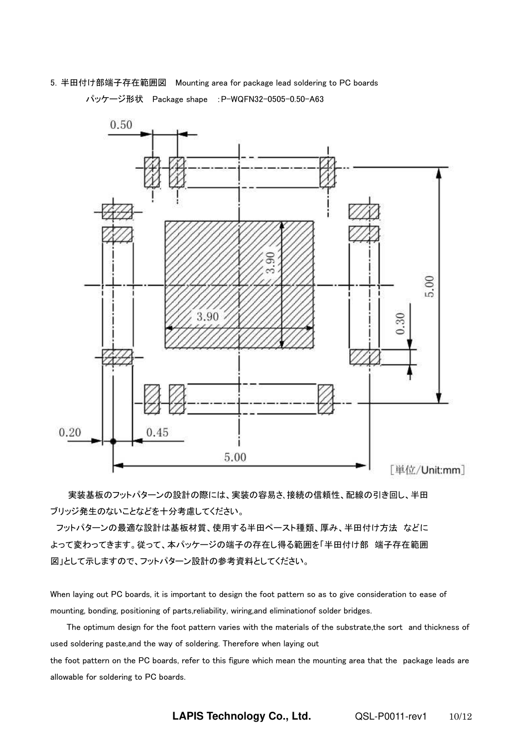5. 半田付け部端子存在範囲図　Mounting area for package lead soldering to PC boards

パッケージ形状　Package shape　:P-WQFN32-0505-0.50-A63

0.50

3.90

3.90

5.00

0.30

0.20

0.45

5.00

[単位/Unit:mm]

実装基板のフットパターンの設計の際には、実装の容易さ､接続の信頼性、配線の引き回し、半田ブリッジ発生のないことなどを十分考慮してください。

フットパターンの最適な設計は基板材質、使用する半田ペースト種類、厚み、半田付け方法　などによって変わってきます。従って、本パッケージの端子の存在し得る範囲を｢半田付け部　端子存在範囲図｣として示しますので、フットパターン設計の参考資料としてください。

When laying out PC boards, it is important to design the foot pattern so as to give consideration to ease of mounting, bonding, positioning of parts,reliability, wiring,and eliminationof solder bridges.

The optimum design for the foot pattern varies with the materials of the substrate,the sort and thickness of used soldering paste,and the way of soldering. Therefore when laying out the foot pattern on the PC boards, refer to this figure which mean the mounting area that the package leads are allowable for soldering to PC boards.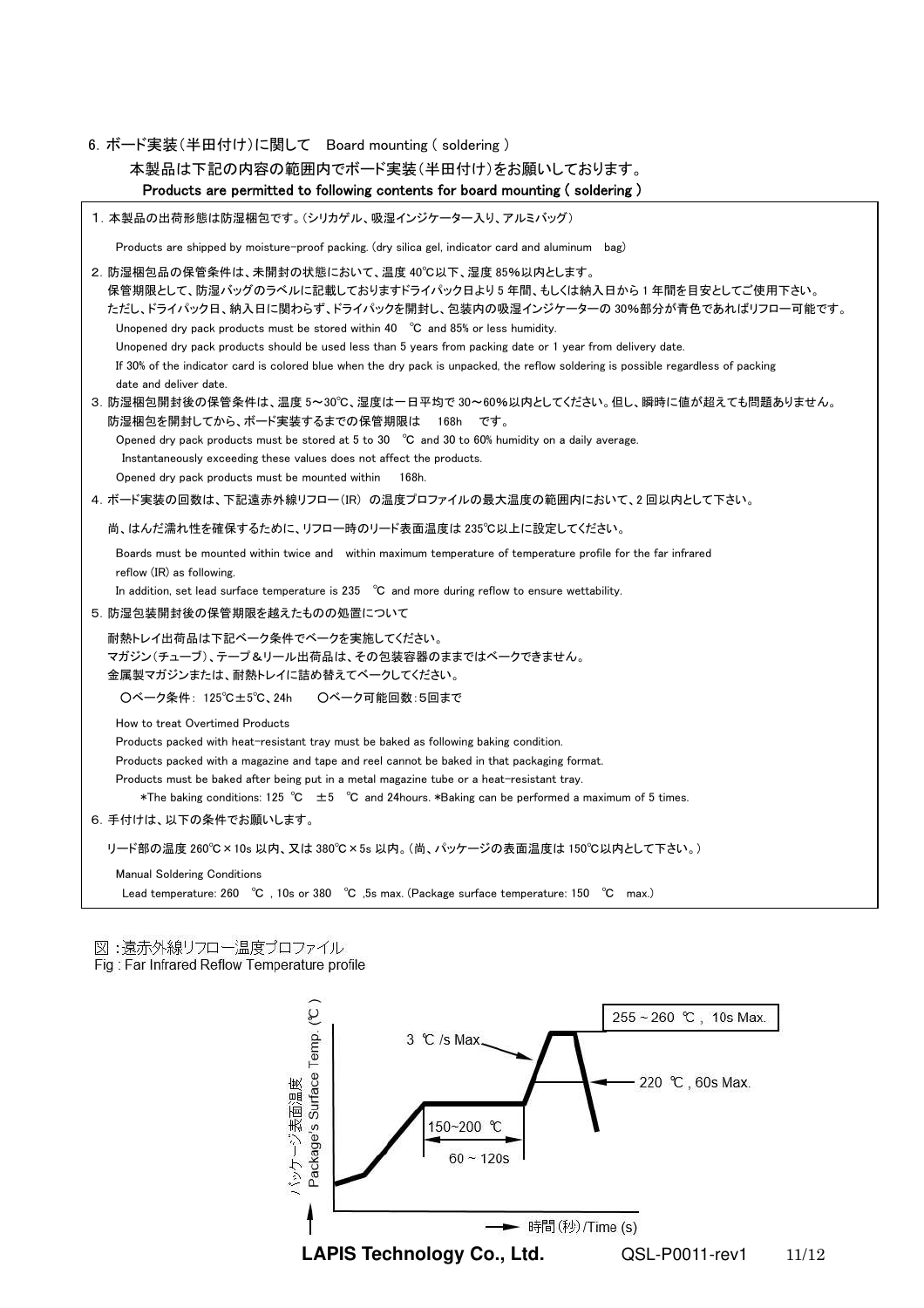## 6. ボード実装（半田付け）に関して　Board mounting ( soldering )

本製品は下記の内容の範囲内でボード実装（半田付け）をお願いしております。

**Products are permitted to following contents for board mounting ( soldering )**

1. 本製品の出荷形態は防湿梱包です。（シリカゲル、吸湿インジケーター入り、アルミバッグ）

   Products are shipped by moisture-proof packing. (dry silica gel, indicator card and aluminum bag)

2. 防湿梱包品の保管条件は、未開封の状態において、温度 40℃以下、湿度 85%以内とします。
   保管期限として、防湿バッグのラベルに記載しておりますドライパック日より 5 年間、もしくは納入日から 1 年間を目安としてご使用下さい。
   ただし、ドライパック日、納入日に関わらず、ドライパックを開封し、包装内の吸湿インジケーターの 30%部分が青色であればリフロー可能です。

   Unopened dry pack products must be stored within 40 ℃ and 85% or less humidity.
   Unopened dry pack products should be used less than 5 years from packing date or 1 year from delivery date.
   If 30% of the indicator card is colored blue when the dry pack is unpacked, the reflow soldering is possible regardless of packing date and deliver date.

3. 防湿梱包開封後の保管条件は、温度 5～30℃、湿度は一日平均で 30～60%以内としてください。但し、瞬時に値が超えても問題ありません。
   防湿梱包を開封してから、ボード実装するまでの保管期限は 168h です。

   Opened dry pack products must be stored at 5 to 30 ℃ and 30 to 60% humidity on a daily average.
   Instantaneously exceeding these values does not affect the products.
   Opened dry pack products must be mounted within 168h.

4. ボード実装の回数は、下記遠赤外線リフロー（IR）の温度プロファイルの最大温度の範囲内において、2 回以内として下さい。

   尚、はんだ濡れ性を確保するために、リフロー時のリード表面温度は 235℃以上に設定してください。

   Boards must be mounted within twice and within maximum temperature of temperature profile for the far infrared reflow (IR) as following.
   In addition, set lead surface temperature is 235 ℃ and more during reflow to ensure wettability.

5. 防湿包装開封後の保管期限を越えたものの処置について

   耐熱トレイ出荷品は下記ベーク条件でベークを実施してください。
   マガジン（チューブ）、テープ＆リール出荷品は、その包装容器のままではベークできません。
   金属製マガジンまたは、耐熱トレイに詰め替えてベークしてください。

   〇ベーク条件： 125℃±5℃、24h　　〇ベーク可能回数：5回まで

   How to treat Overtimed Products
   Products packed with heat-resistant tray must be baked as following baking condition.
   Products packed with a magazine and tape and reel cannot be baked in that packaging format.
   Products must be baked after being put in a metal magazine tube or a heat-resistant tray.
   *The baking conditions: 125 ℃ ±5 ℃ and 24hours. *Baking can be performed a maximum of 5 times.

6. 手付けは、以下の条件でお願いします。

   リード部の温度 260℃×10s 以内、又は 380℃×5s 以内。（尚、パッケージの表面温度は 150℃以内として下さい。）

   Manual Soldering Conditions
   Lead temperature: 260 ℃ , 10s or 380 ℃ ,5s max. (Package surface temperature: 150 ℃ max.)

図：遠赤外線リフロー温度プロファイル
Fig : Far Infrared Reflow Temperature profile

パッケージ表面温度 Package's Surface Temp. (℃)

- 255 ~ 260 ℃ , 10s Max.
- 3 ℃ /s Max.
- 220 ℃ , 60s Max.
- 150~200 ℃
- 60 ~ 120s

時間(秒)/Time (s)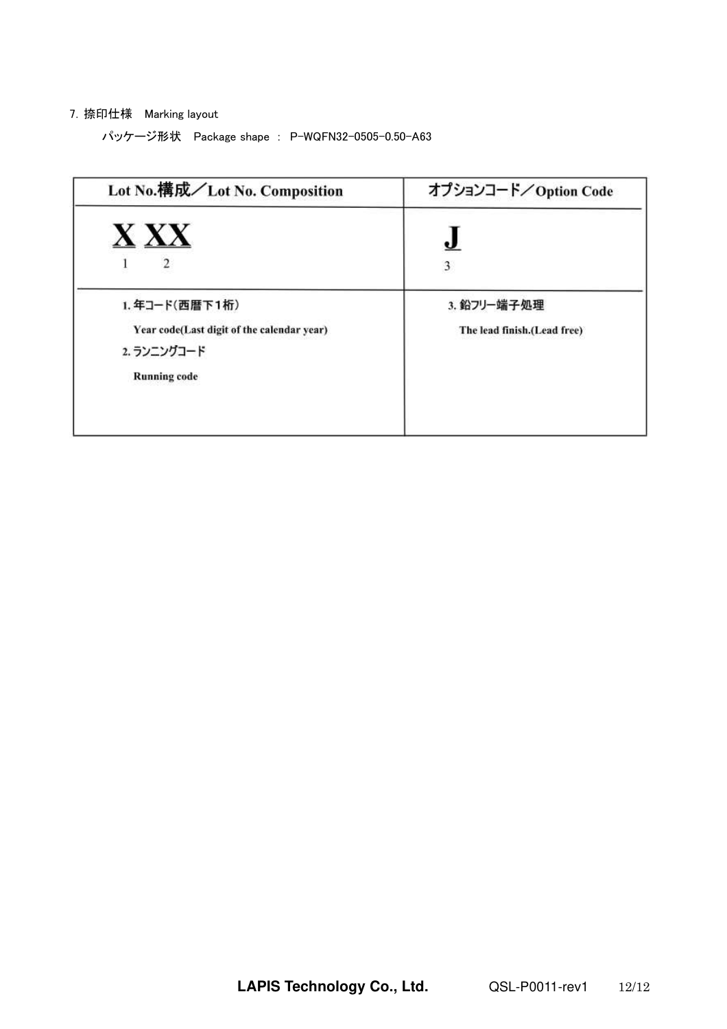7. 捺印仕様　Marking layout

パッケージ形状　Package shape ： P-WQFN32-0505-0.50-A63

| Lot No.構成／Lot No. Composition | オプションコード／Option Code |
| --- | --- |
| X XX<br>1　2 | J<br>3 |
| 1. 年コード(西暦下１桁)<br>Year code(Last digit of the calendar year)<br>2. ランニングコード<br>Running code | 3. 鉛フリー端子処理<br>The lead finish.(Lead free) |

**LAPIS Technology Co., Ltd.**　QSL-P0011-rev1